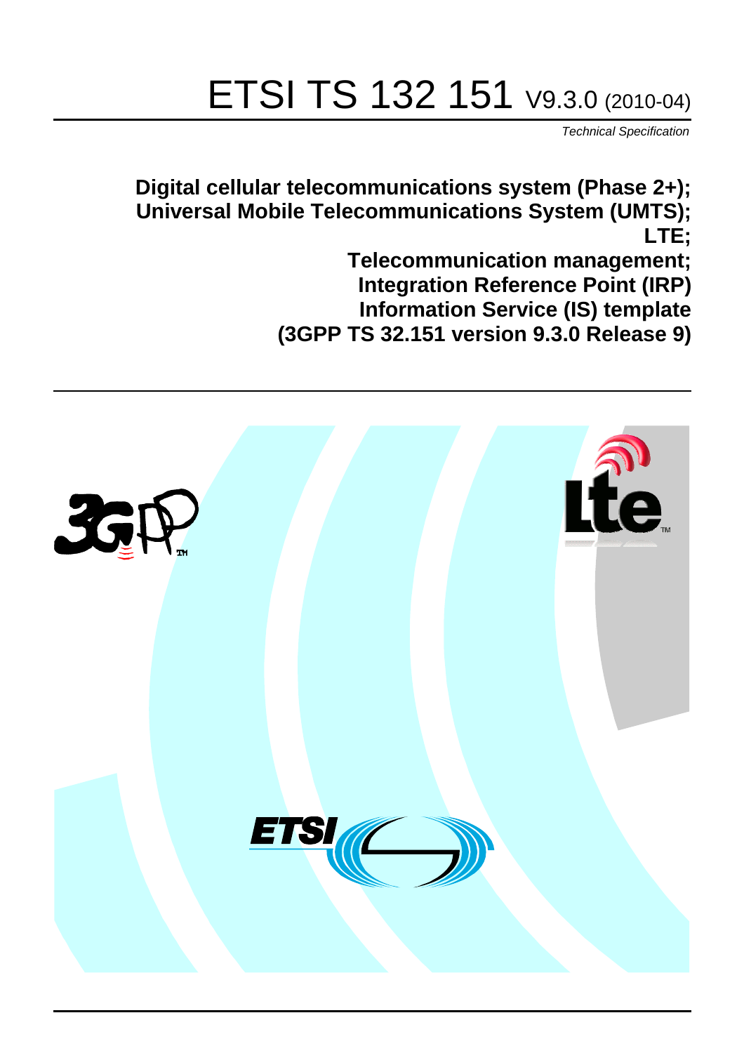# ETSI TS 132 151 V9.3.0 (2010-04)

*Technical Specification*

**Digital cellular telecommunications system (Phase 2+);**
**Universal Mobile Telecommunications System (UMTS);**
**LTE;**
**Telecommunication management;**
**Integration Reference Point (IRP)**
**Information Service (IS) template**
**(3GPP TS 32.151 version 9.3.0 Release 9)**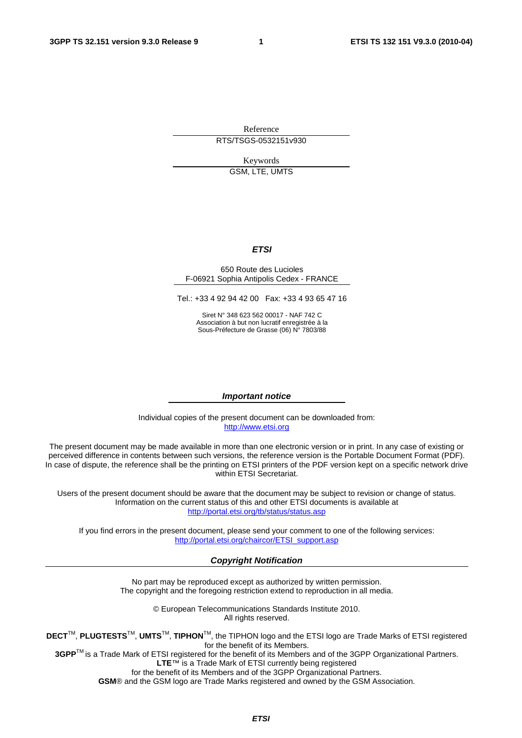Reference

RTS/TSGS-0532151v930

Keywords

GSM, LTE, UMTS

***ETSI***

650 Route des Lucioles
F-06921 Sophia Antipolis Cedex - FRANCE

Tel.: +33 4 92 94 42 00 Fax: +33 4 93 65 47 16

Siret N° 348 623 562 00017 - NAF 742 C
Association à but non lucratif enregistrée à la
Sous-Préfecture de Grasse (06) N° 7803/88

***Important notice***

Individual copies of the present document can be downloaded from:
http://www.etsi.org

The present document may be made available in more than one electronic version or in print. In any case of existing or perceived difference in contents between such versions, the reference version is the Portable Document Format (PDF). In case of dispute, the reference shall be the printing on ETSI printers of the PDF version kept on a specific network drive within ETSI Secretariat.

Users of the present document should be aware that the document may be subject to revision or change of status. Information on the current status of this and other ETSI documents is available at
http://portal.etsi.org/tb/status/status.asp

If you find errors in the present document, please send your comment to one of the following services:
http://portal.etsi.org/chaircor/ETSI_support.asp

***Copyright Notification***

No part may be reproduced except as authorized by written permission.
The copyright and the foregoing restriction extend to reproduction in all media.

© European Telecommunications Standards Institute 2010.
All rights reserved.

**DECT**™, **PLUGTESTS**™, **UMTS**™, **TIPHON**™, the TIPHON logo and the ETSI logo are Trade Marks of ETSI registered for the benefit of its Members.
**3GPP**™ is a Trade Mark of ETSI registered for the benefit of its Members and of the 3GPP Organizational Partners.
**LTE**™ is a Trade Mark of ETSI currently being registered
for the benefit of its Members and of the 3GPP Organizational Partners.
**GSM**® and the GSM logo are Trade Marks registered and owned by the GSM Association.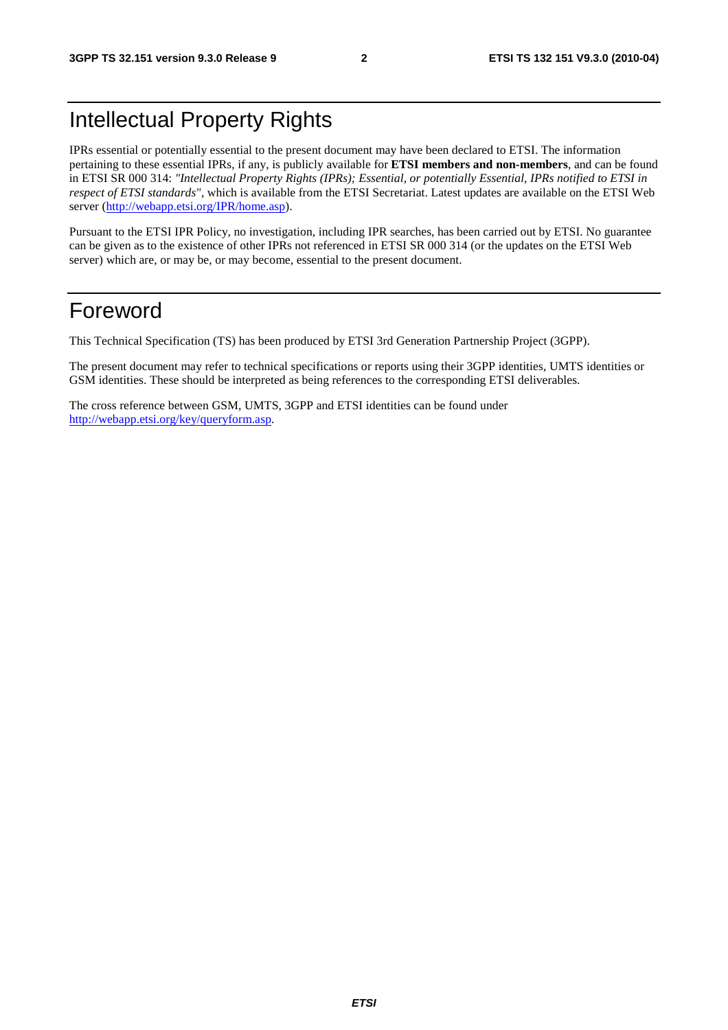# Intellectual Property Rights

IPRs essential or potentially essential to the present document may have been declared to ETSI. The information pertaining to these essential IPRs, if any, is publicly available for **ETSI members and non-members**, and can be found in ETSI SR 000 314: *"Intellectual Property Rights (IPRs); Essential, or potentially Essential, IPRs notified to ETSI in respect of ETSI standards"*, which is available from the ETSI Secretariat. Latest updates are available on the ETSI Web server (http://webapp.etsi.org/IPR/home.asp).

Pursuant to the ETSI IPR Policy, no investigation, including IPR searches, has been carried out by ETSI. No guarantee can be given as to the existence of other IPRs not referenced in ETSI SR 000 314 (or the updates on the ETSI Web server) which are, or may be, or may become, essential to the present document.

# Foreword

This Technical Specification (TS) has been produced by ETSI 3rd Generation Partnership Project (3GPP).

The present document may refer to technical specifications or reports using their 3GPP identities, UMTS identities or GSM identities. These should be interpreted as being references to the corresponding ETSI deliverables.

The cross reference between GSM, UMTS, 3GPP and ETSI identities can be found under http://webapp.etsi.org/key/queryform.asp.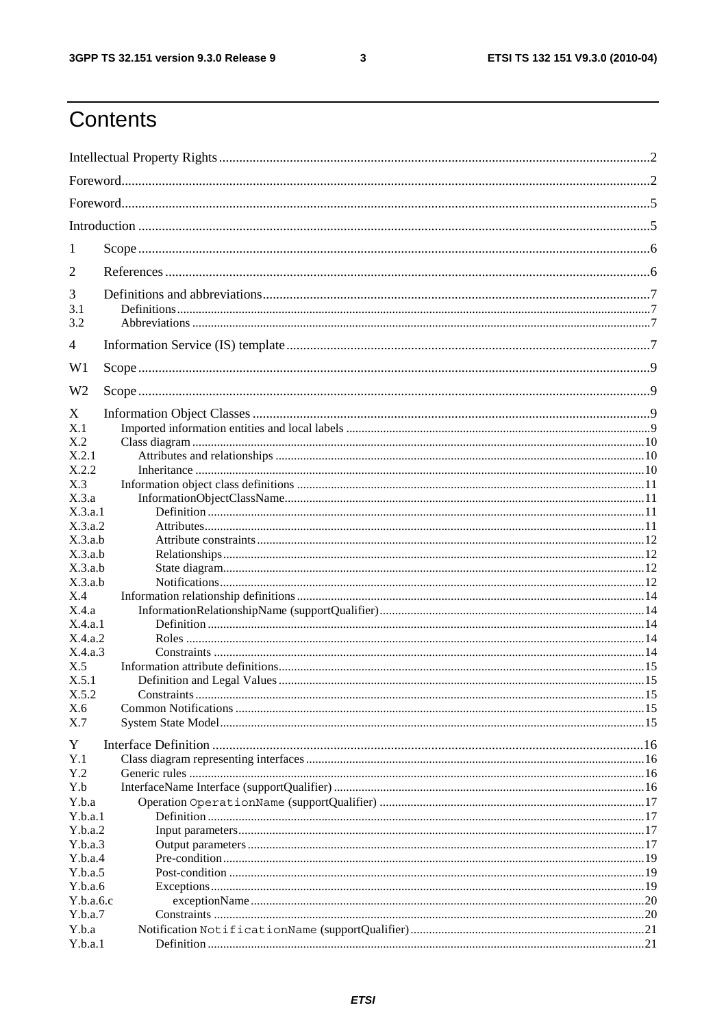# Contents

Intellectual Property Rights ....2

Foreword ....2

Foreword ....5

Introduction ....5

1 Scope ....6

2 References ....6

3 Definitions and abbreviations ....7
- 3.1 Definitions ....7
- 3.2 Abbreviations ....7

4 Information Service (IS) template ....7

W1 Scope ....9

W2 Scope ....9

X Information Object Classes ....9
- X.1 Imported information entities and local labels ....9
- X.2 Class diagram ....10
  - X.2.1 Attributes and relationships ....10
  - X.2.2 Inheritance ....10
- X.3 Information object class definitions ....11
  - X.3.a InformationObjectClassName ....11
    - X.3.a.1 Definition ....11
    - X.3.a.2 Attributes ....11
    - X.3.a.b Attribute constraints ....12
    - X.3.a.b Relationships ....12
    - X.3.a.b State diagram ....12
    - X.3.a.b Notifications ....12
- X.4 Information relationship definitions ....14
  - X.4.a InformationRelationshipName (supportQualifier) ....14
    - X.4.a.1 Definition ....14
    - X.4.a.2 Roles ....14
    - X.4.a.3 Constraints ....14
- X.5 Information attribute definitions ....15
  - X.5.1 Definition and Legal Values ....15
  - X.5.2 Constraints ....15
- X.6 Common Notifications ....15
- X.7 System State Model ....15

Y Interface Definition ....16
- Y.1 Class diagram representing interfaces ....16
- Y.2 Generic rules ....16
- Y.b InterfaceName Interface (supportQualifier) ....16
  - Y.b.a Operation `OperationName` (supportQualifier) ....17
    - Y.b.a.1 Definition ....17
    - Y.b.a.2 Input parameters ....17
    - Y.b.a.3 Output parameters ....17
    - Y.b.a.4 Pre-condition ....19
    - Y.b.a.5 Post-condition ....19
    - Y.b.a.6 Exceptions ....19
      - Y.b.a.6.c exceptionName ....20
    - Y.b.a.7 Constraints ....20
  - Y.b.a Notification `NotificationName` (supportQualifier) ....21
    - Y.b.a.1 Definition ....21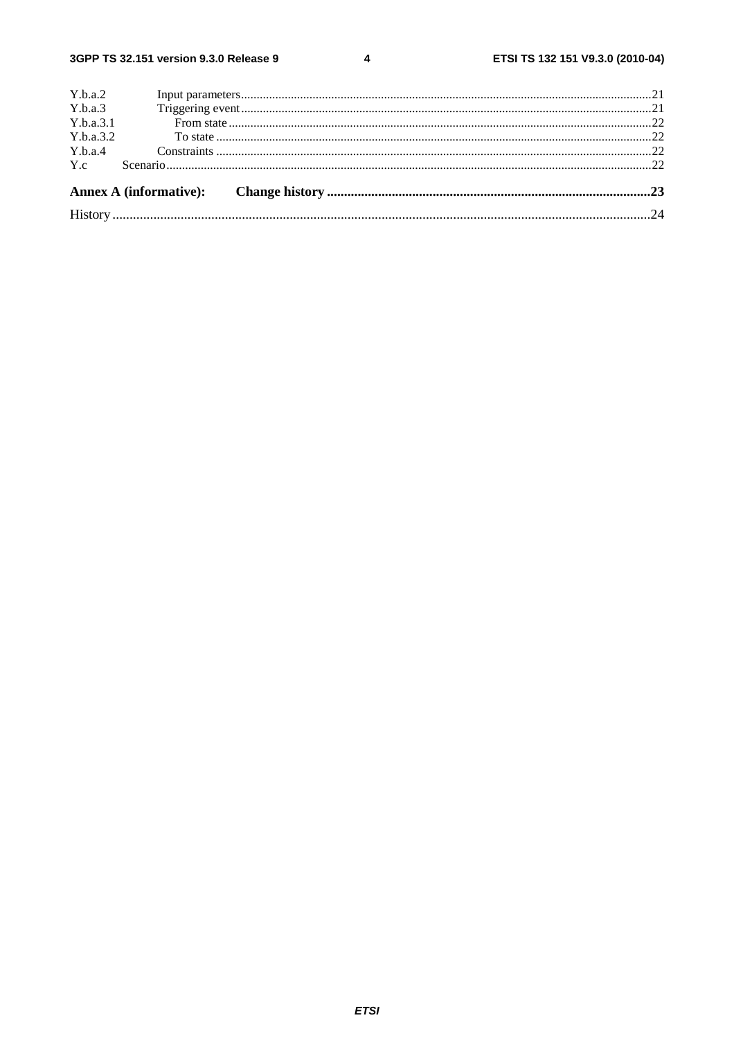Y.b.a.2 Input parameters .......................................................................................................................................21
Y.b.a.3 Triggering event .......................................................................................................................................21
Y.b.a.3.1 From state ...........................................................................................................................................22
Y.b.a.3.2 To state ...............................................................................................................................................22
Y.b.a.4 Constraints ...............................................................................................................................................22
Y.c Scenario ...........................................................................................................................................................22

**Annex A (informative): Change history ...............................................................................................23**

History ..............................................................................................................................................................24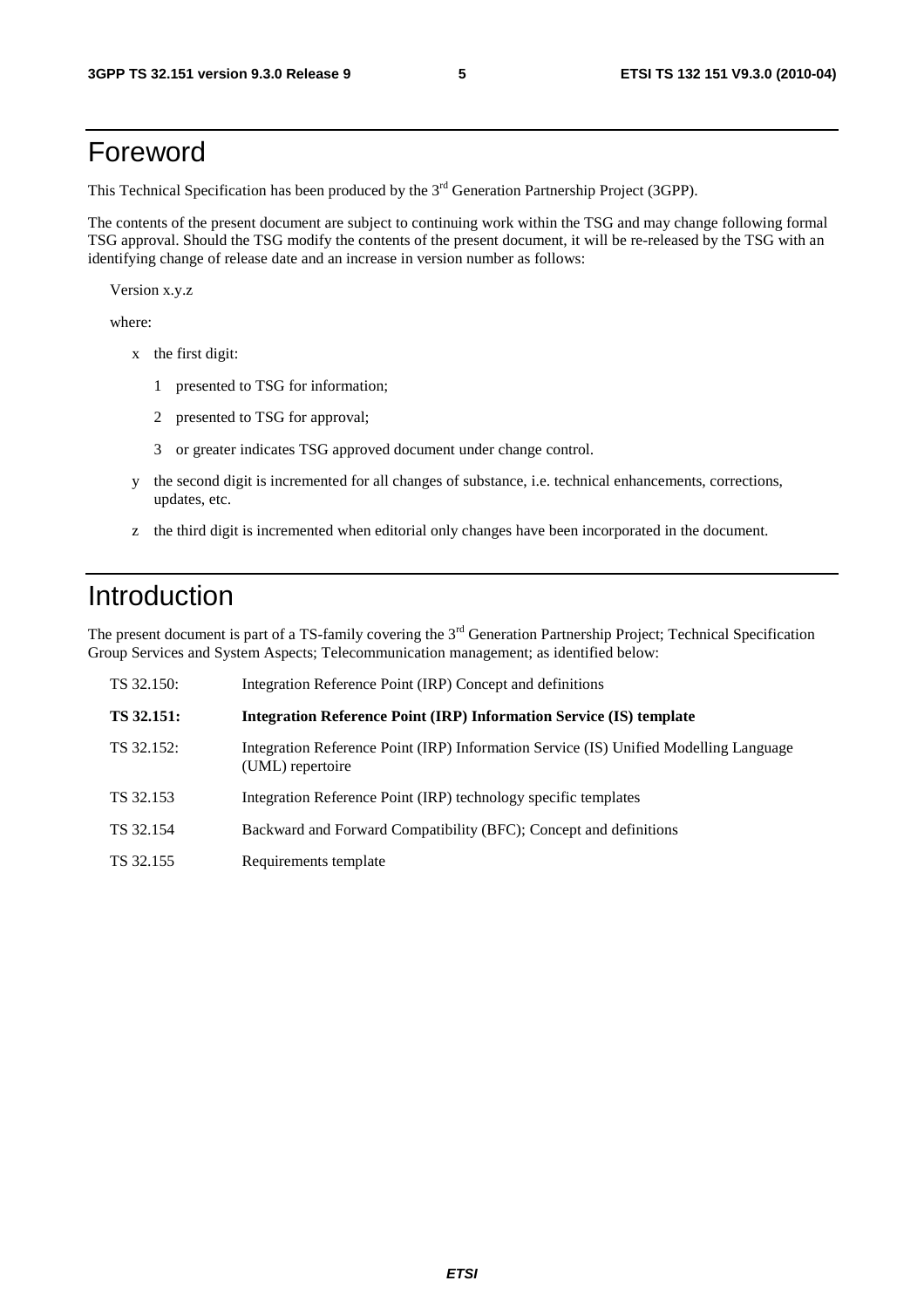# Foreword

This Technical Specification has been produced by the 3rd Generation Partnership Project (3GPP).

The contents of the present document are subject to continuing work within the TSG and may change following formal TSG approval. Should the TSG modify the contents of the present document, it will be re-released by the TSG with an identifying change of release date and an increase in version number as follows:

Version x.y.z

where:

- x the first digit:
  - 1 presented to TSG for information;
  - 2 presented to TSG for approval;
  - 3 or greater indicates TSG approved document under change control.
- y the second digit is incremented for all changes of substance, i.e. technical enhancements, corrections, updates, etc.
- z the third digit is incremented when editorial only changes have been incorporated in the document.

# Introduction

The present document is part of a TS-family covering the 3rd Generation Partnership Project; Technical Specification Group Services and System Aspects; Telecommunication management; as identified below:

| | |
|---|---|
| TS 32.150: | Integration Reference Point (IRP) Concept and definitions |
| **TS 32.151:** | **Integration Reference Point (IRP) Information Service (IS) template** |
| TS 32.152: | Integration Reference Point (IRP) Information Service (IS) Unified Modelling Language (UML) repertoire |
| TS 32.153 | Integration Reference Point (IRP) technology specific templates |
| TS 32.154 | Backward and Forward Compatibility (BFC); Concept and definitions |
| TS 32.155 | Requirements template |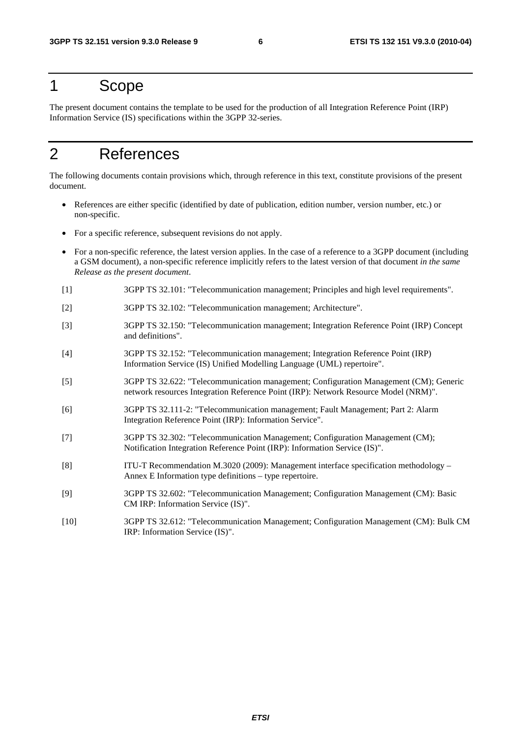# 1 Scope

The present document contains the template to be used for the production of all Integration Reference Point (IRP) Information Service (IS) specifications within the 3GPP 32-series.

# 2 References

The following documents contain provisions which, through reference in this text, constitute provisions of the present document.

- References are either specific (identified by date of publication, edition number, version number, etc.) or non-specific.
- For a specific reference, subsequent revisions do not apply.
- For a non-specific reference, the latest version applies. In the case of a reference to a 3GPP document (including a GSM document), a non-specific reference implicitly refers to the latest version of that document *in the same Release as the present document*.

[1] 3GPP TS 32.101: "Telecommunication management; Principles and high level requirements".

[2] 3GPP TS 32.102: "Telecommunication management; Architecture".

[3] 3GPP TS 32.150: "Telecommunication management; Integration Reference Point (IRP) Concept and definitions".

[4] 3GPP TS 32.152: "Telecommunication management; Integration Reference Point (IRP) Information Service (IS) Unified Modelling Language (UML) repertoire".

[5] 3GPP TS 32.622: "Telecommunication management; Configuration Management (CM); Generic network resources Integration Reference Point (IRP): Network Resource Model (NRM)".

[6] 3GPP TS 32.111-2: "Telecommunication management; Fault Management; Part 2: Alarm Integration Reference Point (IRP): Information Service".

[7] 3GPP TS 32.302: "Telecommunication Management; Configuration Management (CM); Notification Integration Reference Point (IRP): Information Service (IS)".

[8] ITU-T Recommendation M.3020 (2009): Management interface specification methodology – Annex E Information type definitions – type repertoire.

[9] 3GPP TS 32.602: "Telecommunication Management; Configuration Management (CM): Basic CM IRP: Information Service (IS)".

[10] 3GPP TS 32.612: "Telecommunication Management; Configuration Management (CM): Bulk CM IRP: Information Service (IS)".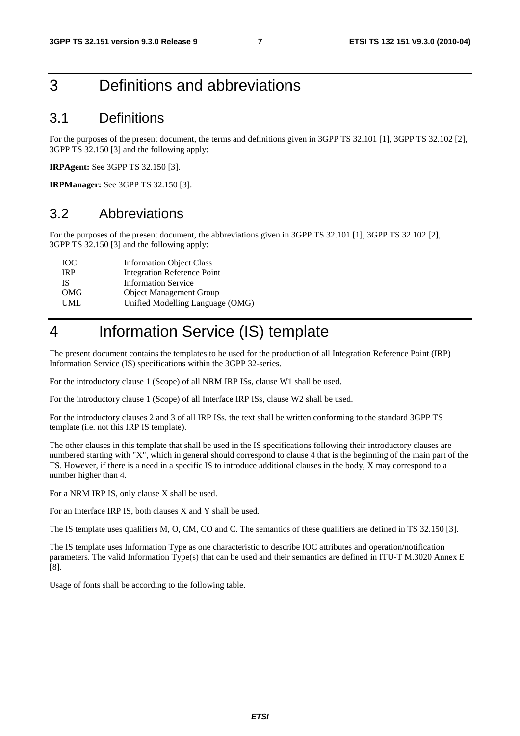# 3 Definitions and abbreviations

## 3.1 Definitions

For the purposes of the present document, the terms and definitions given in 3GPP TS 32.101 [1], 3GPP TS 32.102 [2], 3GPP TS 32.150 [3] and the following apply:

**IRPAgent:** See 3GPP TS 32.150 [3].

**IRPManager:** See 3GPP TS 32.150 [3].

## 3.2 Abbreviations

For the purposes of the present document, the abbreviations given in 3GPP TS 32.101 [1], 3GPP TS 32.102 [2], 3GPP TS 32.150 [3] and the following apply:

| | |
|---|---|
| IOC | Information Object Class |
| IRP | Integration Reference Point |
| IS | Information Service |
| OMG | Object Management Group |
| UML | Unified Modelling Language (OMG) |

# 4 Information Service (IS) template

The present document contains the templates to be used for the production of all Integration Reference Point (IRP) Information Service (IS) specifications within the 3GPP 32-series.

For the introductory clause 1 (Scope) of all NRM IRP ISs, clause W1 shall be used.

For the introductory clause 1 (Scope) of all Interface IRP ISs, clause W2 shall be used.

For the introductory clauses 2 and 3 of all IRP ISs, the text shall be written conforming to the standard 3GPP TS template (i.e. not this IRP IS template).

The other clauses in this template that shall be used in the IS specifications following their introductory clauses are numbered starting with "X", which in general should correspond to clause 4 that is the beginning of the main part of the TS. However, if there is a need in a specific IS to introduce additional clauses in the body, X may correspond to a number higher than 4.

For a NRM IRP IS, only clause X shall be used.

For an Interface IRP IS, both clauses X and Y shall be used.

The IS template uses qualifiers M, O, CM, CO and C. The semantics of these qualifiers are defined in TS 32.150 [3].

The IS template uses Information Type as one characteristic to describe IOC attributes and operation/notification parameters. The valid Information Type(s) that can be used and their semantics are defined in ITU-T M.3020 Annex E [8].

Usage of fonts shall be according to the following table.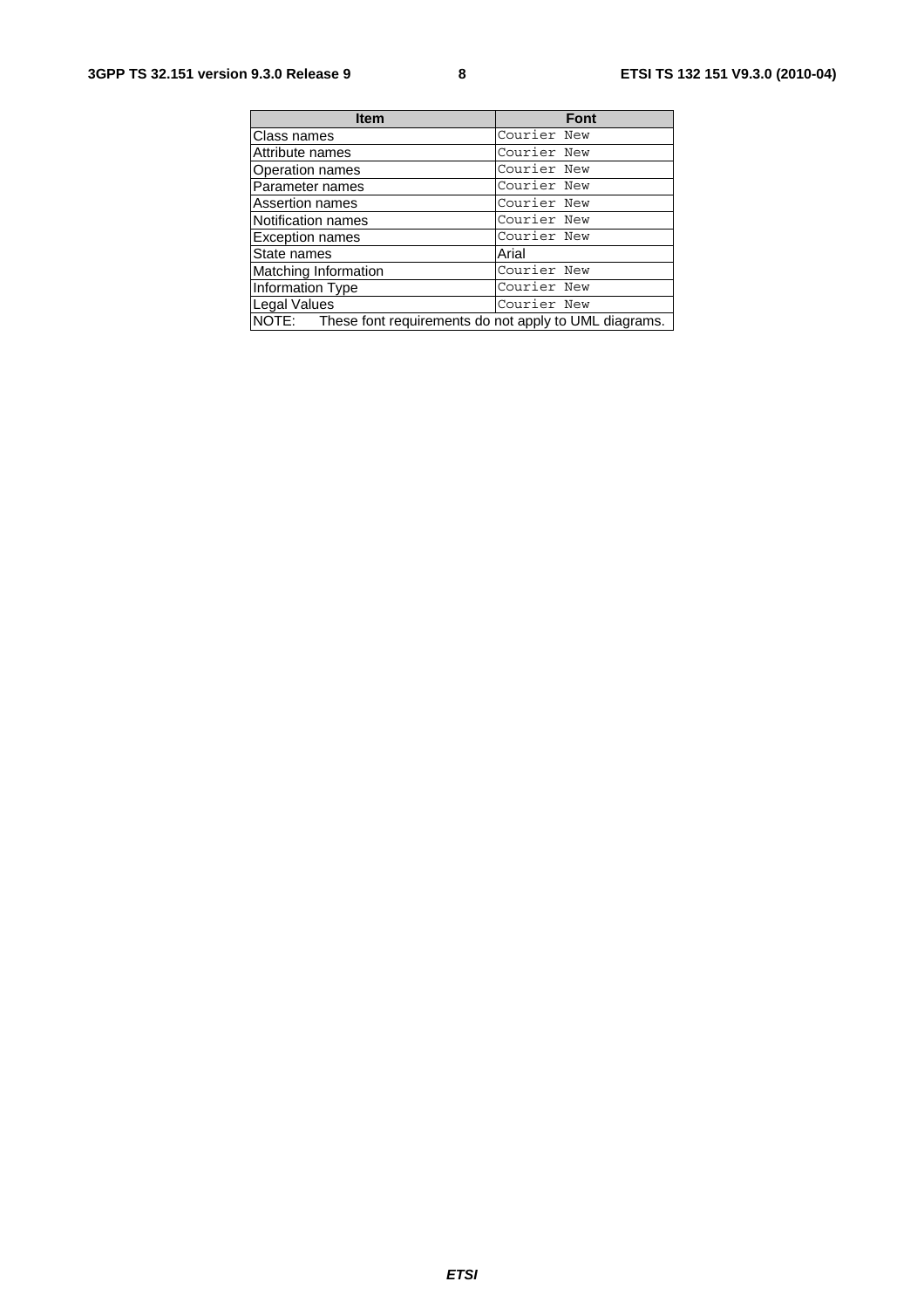| Item | Font |
| --- | --- |
| Class names | Courier New |
| Attribute names | Courier New |
| Operation names | Courier New |
| Parameter names | Courier New |
| Assertion names | Courier New |
| Notification names | Courier New |
| Exception names | Courier New |
| State names | Arial |
| Matching Information | Courier New |
| Information Type | Courier New |
| Legal Values | Courier New |
| NOTE: These font requirements do not apply to UML diagrams. | |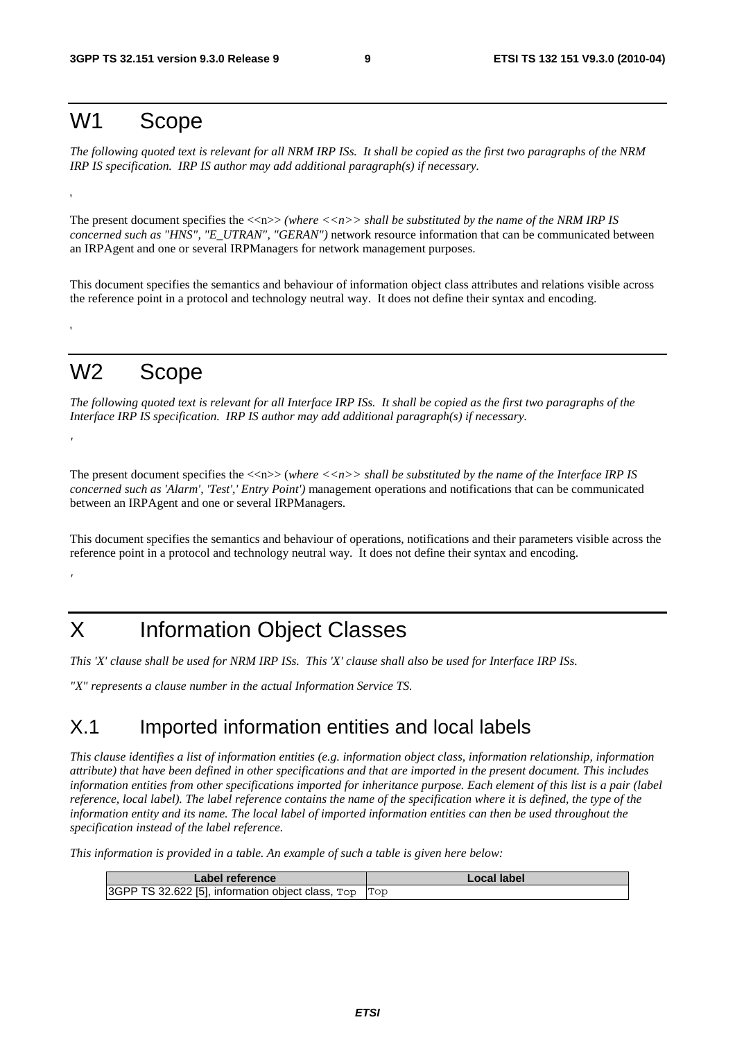# W1 Scope

*The following quoted text is relevant for all NRM IRP ISs. It shall be copied as the first two paragraphs of the NRM IRP IS specification. IRP IS author may add additional paragraph(s) if necessary.*

'

The present document specifies the <<n>> *(where <<n>> shall be substituted by the name of the NRM IRP IS concerned such as "HNS", "E_UTRAN", "GERAN")* network resource information that can be communicated between an IRPAgent and one or several IRPManagers for network management purposes.

This document specifies the semantics and behaviour of information object class attributes and relations visible across the reference point in a protocol and technology neutral way. It does not define their syntax and encoding.

'

# W2 Scope

*The following quoted text is relevant for all Interface IRP ISs. It shall be copied as the first two paragraphs of the Interface IRP IS specification. IRP IS author may add additional paragraph(s) if necessary.*

'

The present document specifies the <<n>> (*where <<n>> shall be substituted by the name of the Interface IRP IS concerned such as 'Alarm', 'Test',' Entry Point')* management operations and notifications that can be communicated between an IRPAgent and one or several IRPManagers.

This document specifies the semantics and behaviour of operations, notifications and their parameters visible across the reference point in a protocol and technology neutral way. It does not define their syntax and encoding.

'

# X Information Object Classes

*This 'X' clause shall be used for NRM IRP ISs. This 'X' clause shall also be used for Interface IRP ISs.*

*"X" represents a clause number in the actual Information Service TS.*

## X.1 Imported information entities and local labels

*This clause identifies a list of information entities (e.g. information object class, information relationship, information attribute) that have been defined in other specifications and that are imported in the present document. This includes information entities from other specifications imported for inheritance purpose. Each element of this list is a pair (label reference, local label). The label reference contains the name of the specification where it is defined, the type of the information entity and its name. The local label of imported information entities can then be used throughout the specification instead of the label reference.*

*This information is provided in a table. An example of such a table is given here below:*

| Label reference | Local label |
|---|---|
| 3GPP TS 32.622 [5], information object class, `Top` | `Top` |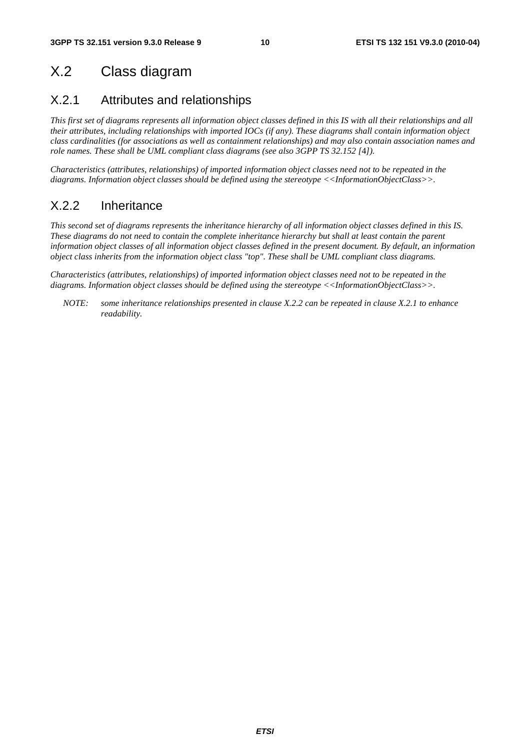# X.2 Class diagram

## X.2.1 Attributes and relationships

*This first set of diagrams represents all information object classes defined in this IS with all their relationships and all their attributes, including relationships with imported IOCs (if any). These diagrams shall contain information object class cardinalities (for associations as well as containment relationships) and may also contain association names and role names. These shall be UML compliant class diagrams (see also 3GPP TS 32.152 [4]).*

*Characteristics (attributes, relationships) of imported information object classes need not to be repeated in the diagrams. Information object classes should be defined using the stereotype <<InformationObjectClass>>.*

## X.2.2 Inheritance

*This second set of diagrams represents the inheritance hierarchy of all information object classes defined in this IS. These diagrams do not need to contain the complete inheritance hierarchy but shall at least contain the parent information object classes of all information object classes defined in the present document. By default, an information object class inherits from the information object class "top". These shall be UML compliant class diagrams.*

*Characteristics (attributes, relationships) of imported information object classes need not to be repeated in the diagrams. Information object classes should be defined using the stereotype <<InformationObjectClass>>.*

> *NOTE: some inheritance relationships presented in clause X.2.2 can be repeated in clause X.2.1 to enhance readability.*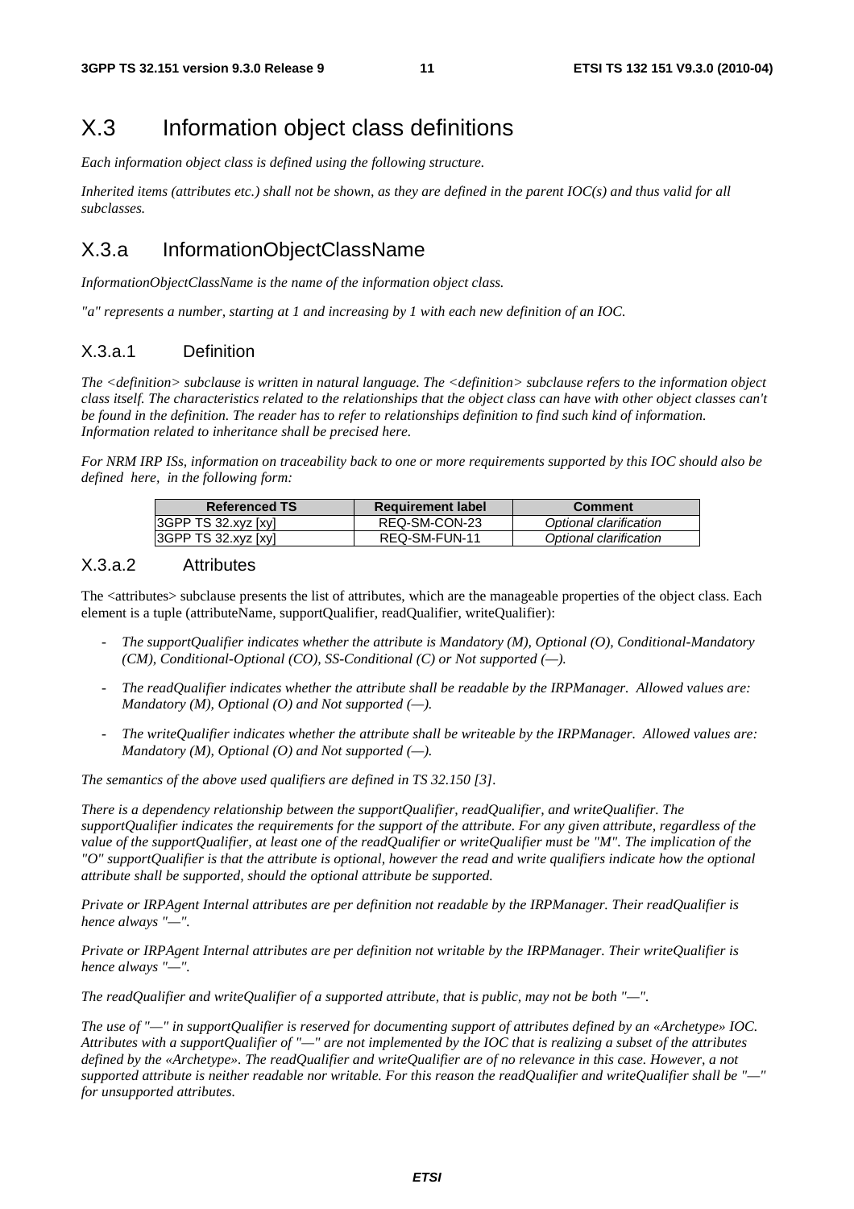# X.3 Information object class definitions

*Each information object class is defined using the following structure.*

*Inherited items (attributes etc.) shall not be shown, as they are defined in the parent IOC(s) and thus valid for all subclasses.*

## X.3.a InformationObjectClassName

*InformationObjectClassName is the name of the information object class.*

*"a" represents a number, starting at 1 and increasing by 1 with each new definition of an IOC.*

### X.3.a.1 Definition

*The <definition> subclause is written in natural language. The <definition> subclause refers to the information object class itself. The characteristics related to the relationships that the object class can have with other object classes can't be found in the definition. The reader has to refer to relationships definition to find such kind of information. Information related to inheritance shall be precised here.*

*For NRM IRP ISs, information on traceability back to one or more requirements supported by this IOC should also be defined here, in the following form:*

| Referenced TS | Requirement label | Comment |
|---|---|---|
| 3GPP TS 32.xyz [xy] | REQ-SM-CON-23 | *Optional clarification* |
| 3GPP TS 32.xyz [xy] | REQ-SM-FUN-11 | *Optional clarification* |

### X.3.a.2 Attributes

The <attributes> subclause presents the list of attributes, which are the manageable properties of the object class. Each element is a tuple (attributeName, supportQualifier, readQualifier, writeQualifier):

- *The supportQualifier indicates whether the attribute is Mandatory (M), Optional (O), Conditional-Mandatory (CM), Conditional-Optional (CO), SS-Conditional (C) or Not supported (—).*
- *The readQualifier indicates whether the attribute shall be readable by the IRPManager. Allowed values are: Mandatory (M), Optional (O) and Not supported (—).*
- *The writeQualifier indicates whether the attribute shall be writeable by the IRPManager. Allowed values are: Mandatory (M), Optional (O) and Not supported (—).*

*The semantics of the above used qualifiers are defined in TS 32.150 [3].*

*There is a dependency relationship between the supportQualifier, readQualifier, and writeQualifier. The supportQualifier indicates the requirements for the support of the attribute. For any given attribute, regardless of the value of the supportQualifier, at least one of the readQualifier or writeQualifier must be "M". The implication of the "O" supportQualifier is that the attribute is optional, however the read and write qualifiers indicate how the optional attribute shall be supported, should the optional attribute be supported.*

*Private or IRPAgent Internal attributes are per definition not readable by the IRPManager. Their readQualifier is hence always "—".*

*Private or IRPAgent Internal attributes are per definition not writable by the IRPManager. Their writeQualifier is hence always "—".*

*The readQualifier and writeQualifier of a supported attribute, that is public, may not be both "—".*

*The use of "—" in supportQualifier is reserved for documenting support of attributes defined by an «Archetype» IOC. Attributes with a supportQualifier of "—" are not implemented by the IOC that is realizing a subset of the attributes defined by the «Archetype». The readQualifier and writeQualifier are of no relevance in this case. However, a not supported attribute is neither readable nor writable. For this reason the readQualifier and writeQualifier shall be "—" for unsupported attributes.*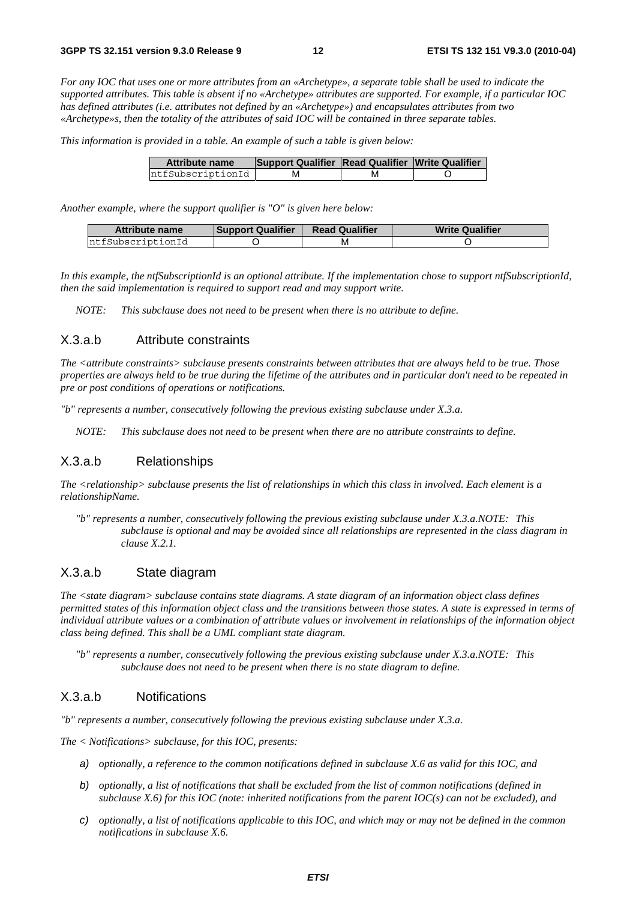*For any IOC that uses one or more attributes from an «Archetype», a separate table shall be used to indicate the supported attributes. This table is absent if no «Archetype» attributes are supported. For example, if a particular IOC has defined attributes (i.e. attributes not defined by an «Archetype») and encapsulates attributes from two «Archetype»s, then the totality of the attributes of said IOC will be contained in three separate tables.*

*This information is provided in a table. An example of such a table is given below:*

| Attribute name | Support Qualifier | Read Qualifier | Write Qualifier |
|---|---|---|---|
| ntfSubscriptionId | M | M | O |

*Another example, where the support qualifier is "O" is given here below:*

| Attribute name | Support Qualifier | Read Qualifier | Write Qualifier |
|---|---|---|---|
| ntfSubscriptionId | O | M | O |

*In this example, the ntfSubscriptionId is an optional attribute. If the implementation chose to support ntfSubscriptionId, then the said implementation is required to support read and may support write.*

*NOTE: This subclause does not need to be present when there is no attribute to define.*

### X.3.a.b Attribute constraints

*The <attribute constraints> subclause presents constraints between attributes that are always held to be true. Those properties are always held to be true during the lifetime of the attributes and in particular don't need to be repeated in pre or post conditions of operations or notifications.*

*"b" represents a number, consecutively following the previous existing subclause under X.3.a.*

*NOTE: This subclause does not need to be present when there are no attribute constraints to define.*

### X.3.a.b Relationships

*The <relationship> subclause presents the list of relationships in which this class in involved. Each element is a relationshipName.*

*"b" represents a number, consecutively following the previous existing subclause under X.3.a.NOTE: This subclause is optional and may be avoided since all relationships are represented in the class diagram in clause X.2.1.*

### X.3.a.b State diagram

*The <state diagram> subclause contains state diagrams. A state diagram of an information object class defines permitted states of this information object class and the transitions between those states. A state is expressed in terms of individual attribute values or a combination of attribute values or involvement in relationships of the information object class being defined. This shall be a UML compliant state diagram.*

*"b" represents a number, consecutively following the previous existing subclause under X.3.a.NOTE: This subclause does not need to be present when there is no state diagram to define.*

### X.3.a.b Notifications

*"b" represents a number, consecutively following the previous existing subclause under X.3.a.*

*The < Notifications> subclause, for this IOC, presents:*

a) *optionally, a reference to the common notifications defined in subclause X.6 as valid for this IOC, and*

b) *optionally, a list of notifications that shall be excluded from the list of common notifications (defined in subclause X.6) for this IOC (note: inherited notifications from the parent IOC(s) can not be excluded), and*

c) *optionally, a list of notifications applicable to this IOC, and which may or may not be defined in the common notifications in subclause X.6.*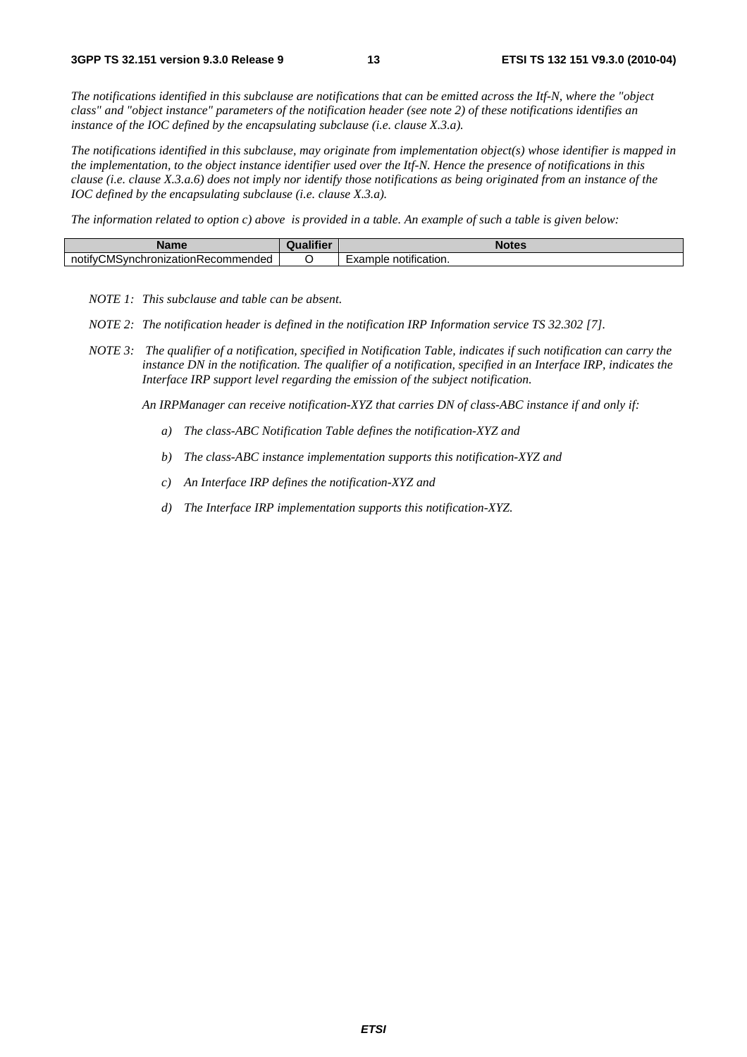*The notifications identified in this subclause are notifications that can be emitted across the Itf-N, where the "object class" and "object instance" parameters of the notification header (see note 2) of these notifications identifies an instance of the IOC defined by the encapsulating subclause (i.e. clause X.3.a).*

*The notifications identified in this subclause, may originate from implementation object(s) whose identifier is mapped in the implementation, to the object instance identifier used over the Itf-N. Hence the presence of notifications in this clause (i.e. clause X.3.a.6) does not imply nor identify those notifications as being originated from an instance of the IOC defined by the encapsulating subclause (i.e. clause X.3.a).*

*The information related to option c) above is provided in a table. An example of such a table is given below:*

| Name | Qualifier | Notes |
|---|---|---|
| notifyCMSynchronizationRecommended | O | Example notification. |

*NOTE 1: This subclause and table can be absent.*

*NOTE 2: The notification header is defined in the notification IRP Information service TS 32.302 [7].*

*NOTE 3: The qualifier of a notification, specified in Notification Table, indicates if such notification can carry the instance DN in the notification. The qualifier of a notification, specified in an Interface IRP, indicates the Interface IRP support level regarding the emission of the subject notification.*

*An IRPManager can receive notification-XYZ that carries DN of class-ABC instance if and only if:*

*a) The class-ABC Notification Table defines the notification-XYZ and*

*b) The class-ABC instance implementation supports this notification-XYZ and*

*c) An Interface IRP defines the notification-XYZ and*

*d) The Interface IRP implementation supports this notification-XYZ.*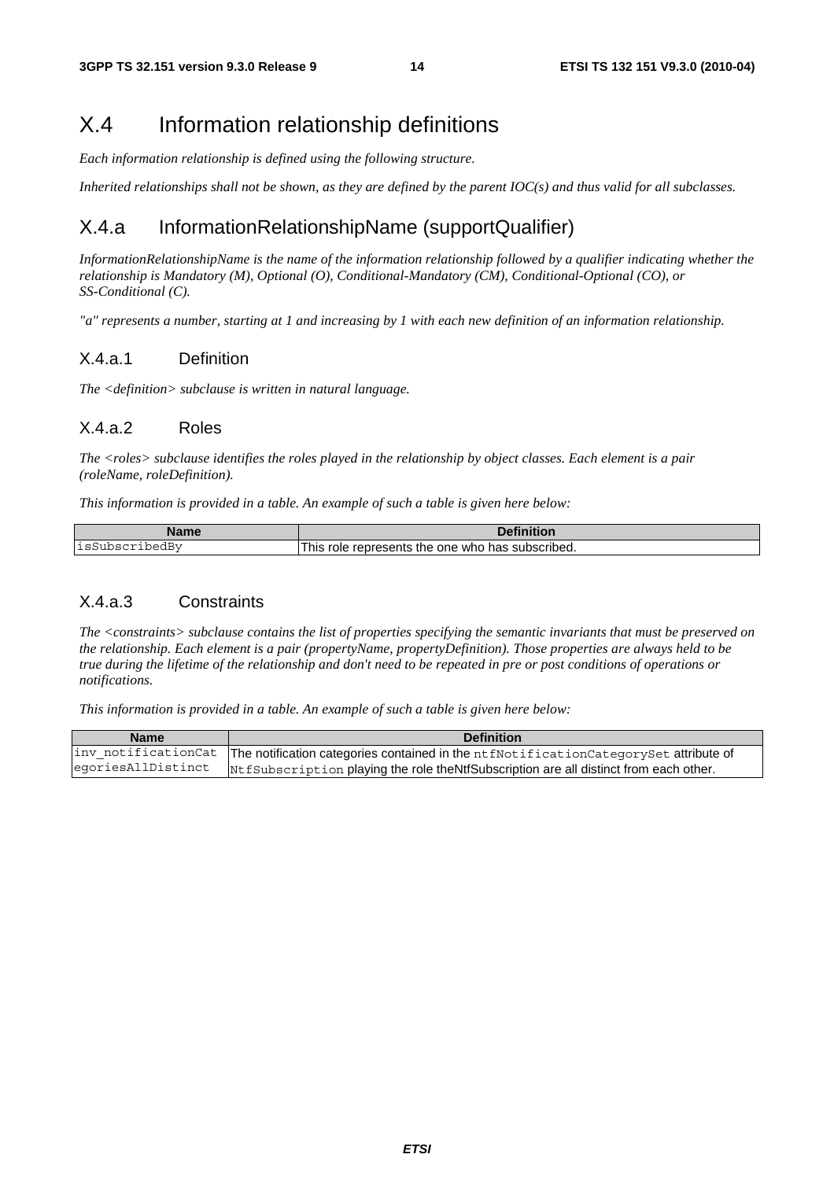# X.4 Information relationship definitions

*Each information relationship is defined using the following structure.*

*Inherited relationships shall not be shown, as they are defined by the parent IOC(s) and thus valid for all subclasses.*

## X.4.a InformationRelationshipName (supportQualifier)

*InformationRelationshipName is the name of the information relationship followed by a qualifier indicating whether the relationship is Mandatory (M), Optional (O), Conditional-Mandatory (CM), Conditional-Optional (CO), or SS-Conditional (C).*

*"a" represents a number, starting at 1 and increasing by 1 with each new definition of an information relationship.*

### X.4.a.1 Definition

*The <definition> subclause is written in natural language.*

### X.4.a.2 Roles

*The <roles> subclause identifies the roles played in the relationship by object classes. Each element is a pair (roleName, roleDefinition).*

*This information is provided in a table. An example of such a table is given here below:*

| Name | Definition |
|---|---|
| `isSubscribedBy` | This role represents the one who has subscribed. |

### X.4.a.3 Constraints

*The <constraints> subclause contains the list of properties specifying the semantic invariants that must be preserved on the relationship. Each element is a pair (propertyName, propertyDefinition). Those properties are always held to be true during the lifetime of the relationship and don't need to be repeated in pre or post conditions of operations or notifications.*

*This information is provided in a table. An example of such a table is given here below:*

| Name | Definition |
|---|---|
| `inv_notificationCategoriesAllDistinct` | The notification categories contained in the `ntfNotificationCategorySet` attribute of `NtfSubscription` playing the role theNtfSubscription are all distinct from each other. |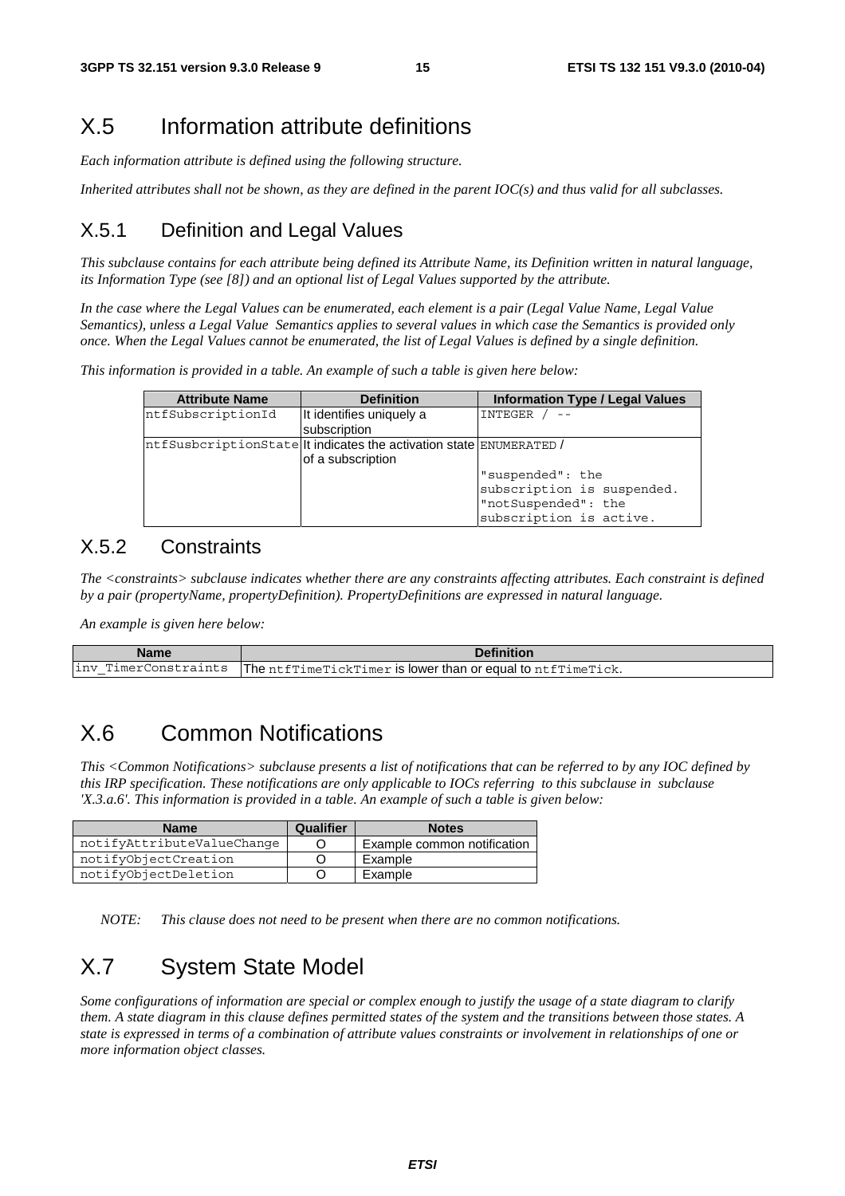# X.5 Information attribute definitions

*Each information attribute is defined using the following structure.*

*Inherited attributes shall not be shown, as they are defined in the parent IOC(s) and thus valid for all subclasses.*

## X.5.1 Definition and Legal Values

*This subclause contains for each attribute being defined its Attribute Name, its Definition written in natural language, its Information Type (see [8]) and an optional list of Legal Values supported by the attribute.*

*In the case where the Legal Values can be enumerated, each element is a pair (Legal Value Name, Legal Value Semantics), unless a Legal Value Semantics applies to several values in which case the Semantics is provided only once. When the Legal Values cannot be enumerated, the list of Legal Values is defined by a single definition.*

*This information is provided in a table. An example of such a table is given here below:*

| Attribute Name | Definition | Information Type / Legal Values |
|---|---|---|
| ntfSubscriptionId | It identifies uniquely a subscription | INTEGER / -- |
| ntfSusbcriptionState | It indicates the activation state of a subscription | ENUMERATED / <br><br>"suspended": the subscription is suspended.<br>"notSuspended": the subscription is active. |

## X.5.2 Constraints

*The <constraints> subclause indicates whether there are any constraints affecting attributes. Each constraint is defined by a pair (propertyName, propertyDefinition). PropertyDefinitions are expressed in natural language.*

*An example is given here below:*

| Name | Definition |
|---|---|
| inv_TimerConstraints | The ntfTimeTickTimer is lower than or equal to ntfTimeTick. |

# X.6 Common Notifications

*This <Common Notifications> subclause presents a list of notifications that can be referred to by any IOC defined by this IRP specification. These notifications are only applicable to IOCs referring to this subclause in subclause 'X.3.a.6'. This information is provided in a table. An example of such a table is given below:*

| Name | Qualifier | Notes |
|---|---|---|
| notifyAttributeValueChange | O | Example common notification |
| notifyObjectCreation | O | Example |
| notifyObjectDeletion | O | Example |

NOTE: *This clause does not need to be present when there are no common notifications.*

# X.7 System State Model

*Some configurations of information are special or complex enough to justify the usage of a state diagram to clarify them. A state diagram in this clause defines permitted states of the system and the transitions between those states. A state is expressed in terms of a combination of attribute values constraints or involvement in relationships of one or more information object classes.*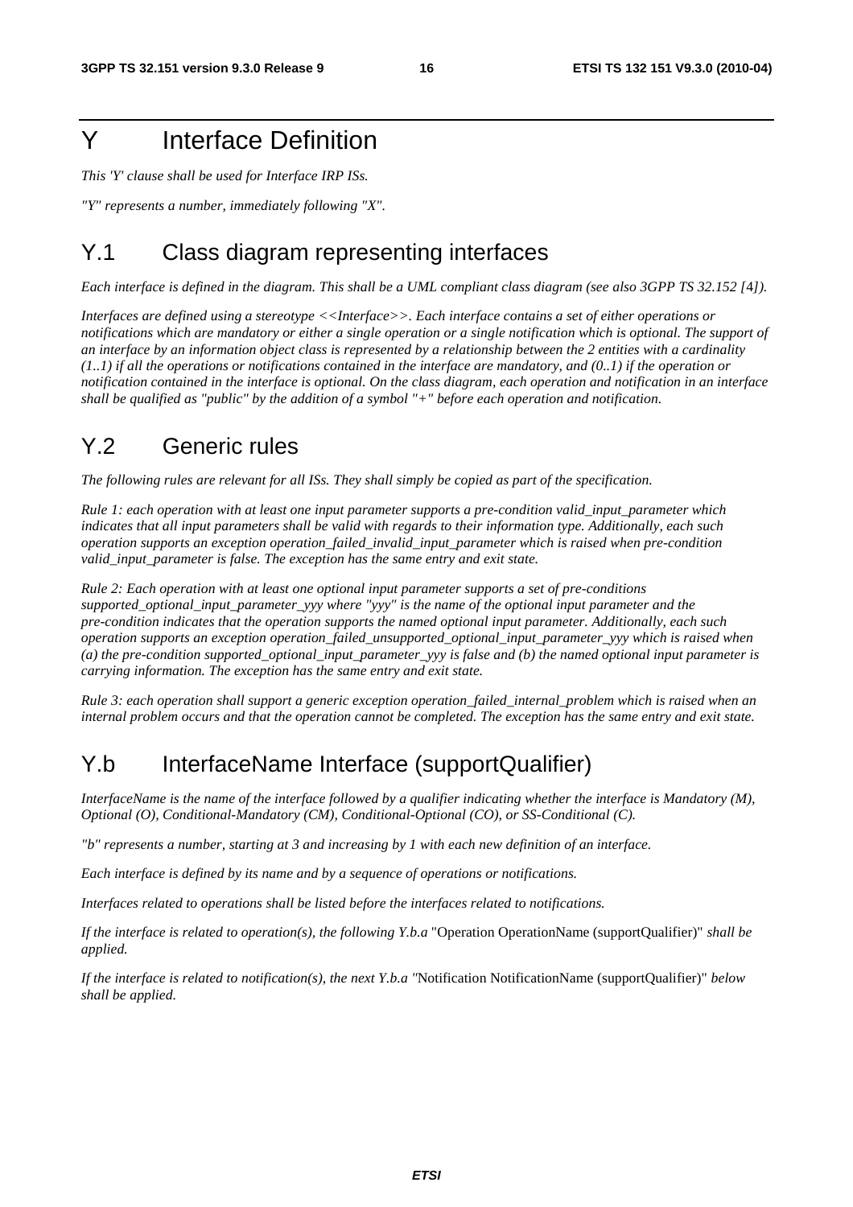# Y Interface Definition

*This 'Y' clause shall be used for Interface IRP ISs.*

*"Y" represents a number, immediately following "X".*

## Y.1 Class diagram representing interfaces

*Each interface is defined in the diagram. This shall be a UML compliant class diagram (see also 3GPP TS 32.152 [4]).*

*Interfaces are defined using a stereotype <<Interface>>. Each interface contains a set of either operations or notifications which are mandatory or either a single operation or a single notification which is optional. The support of an interface by an information object class is represented by a relationship between the 2 entities with a cardinality (1..1) if all the operations or notifications contained in the interface are mandatory, and (0..1) if the operation or notification contained in the interface is optional. On the class diagram, each operation and notification in an interface shall be qualified as "public" by the addition of a symbol "+" before each operation and notification.*

## Y.2 Generic rules

*The following rules are relevant for all ISs. They shall simply be copied as part of the specification.*

*Rule 1: each operation with at least one input parameter supports a pre-condition valid_input_parameter which indicates that all input parameters shall be valid with regards to their information type. Additionally, each such operation supports an exception operation_failed_invalid_input_parameter which is raised when pre-condition valid_input_parameter is false. The exception has the same entry and exit state.*

*Rule 2: Each operation with at least one optional input parameter supports a set of pre-conditions supported_optional_input_parameter_yyy where "yyy" is the name of the optional input parameter and the pre-condition indicates that the operation supports the named optional input parameter. Additionally, each such operation supports an exception operation_failed_unsupported_optional_input_parameter_yyy which is raised when (a) the pre-condition supported_optional_input_parameter_yyy is false and (b) the named optional input parameter is carrying information. The exception has the same entry and exit state.*

*Rule 3: each operation shall support a generic exception operation_failed_internal_problem which is raised when an internal problem occurs and that the operation cannot be completed. The exception has the same entry and exit state.*

## Y.b InterfaceName Interface (supportQualifier)

*InterfaceName is the name of the interface followed by a qualifier indicating whether the interface is Mandatory (M), Optional (O), Conditional-Mandatory (CM), Conditional-Optional (CO), or SS-Conditional (C).*

*"b" represents a number, starting at 3 and increasing by 1 with each new definition of an interface.*

*Each interface is defined by its name and by a sequence of operations or notifications.*

*Interfaces related to operations shall be listed before the interfaces related to notifications.*

*If the interface is related to operation(s), the following Y.b.a* "Operation OperationName (supportQualifier)" *shall be applied.*

*If the interface is related to notification(s), the next Y.b.a "*Notification NotificationName (supportQualifier)" *below shall be applied.*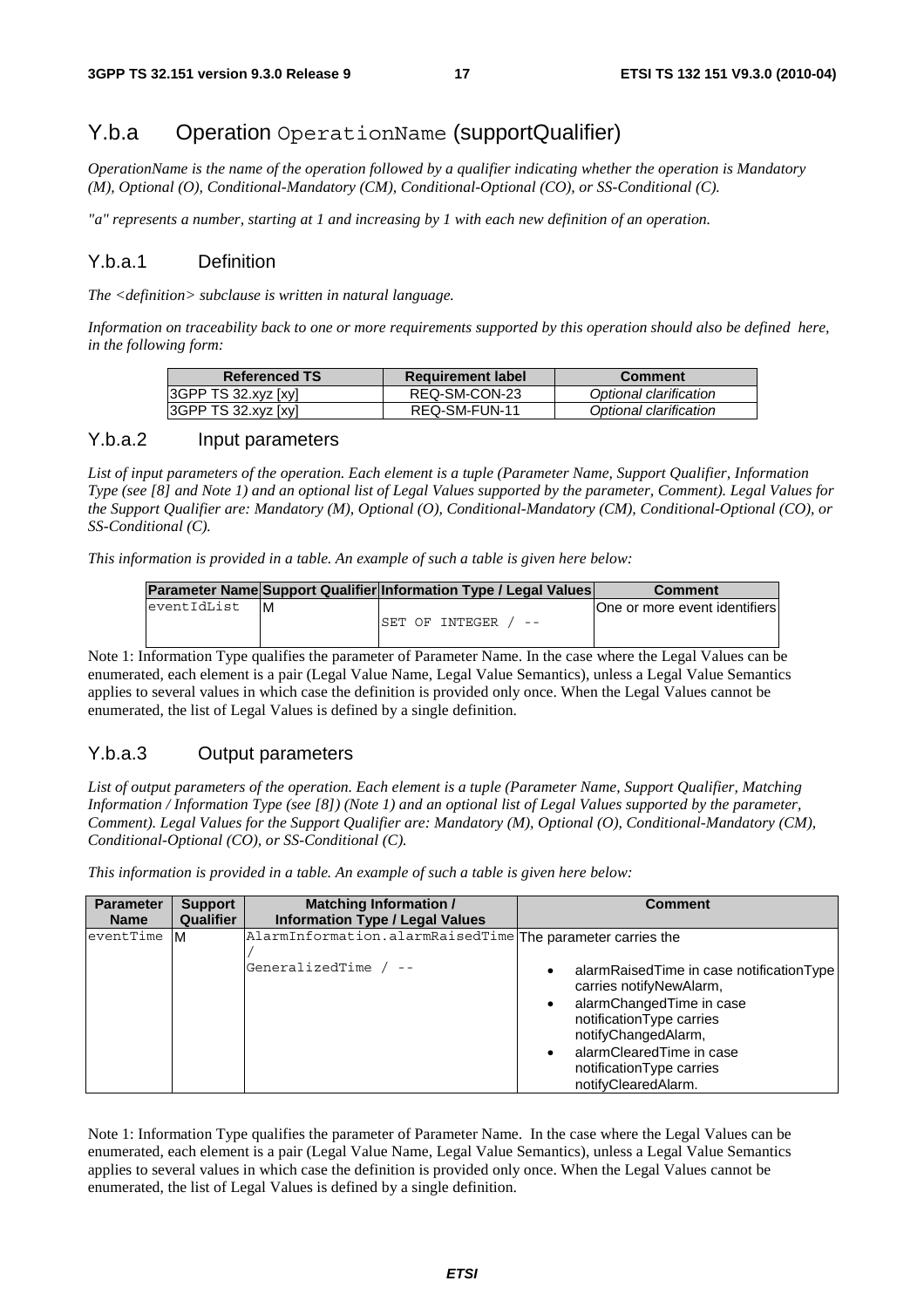## Y.b.a Operation `OperationName` (supportQualifier)

*OperationName is the name of the operation followed by a qualifier indicating whether the operation is Mandatory (M), Optional (O), Conditional-Mandatory (CM), Conditional-Optional (CO), or SS-Conditional (C).*

*"a" represents a number, starting at 1 and increasing by 1 with each new definition of an operation.*

### Y.b.a.1 Definition

*The <definition> subclause is written in natural language.*

*Information on traceability back to one or more requirements supported by this operation should also be defined here, in the following form:*

| Referenced TS | Requirement label | Comment |
|---|---|---|
| 3GPP TS 32.xyz [xy] | REQ-SM-CON-23 | *Optional clarification* |
| 3GPP TS 32.xyz [xy] | REQ-SM-FUN-11 | *Optional clarification* |

### Y.b.a.2 Input parameters

*List of input parameters of the operation. Each element is a tuple (Parameter Name, Support Qualifier, Information Type (see [8] and Note 1) and an optional list of Legal Values supported by the parameter, Comment). Legal Values for the Support Qualifier are: Mandatory (M), Optional (O), Conditional-Mandatory (CM), Conditional-Optional (CO), or SS-Conditional (C).*

*This information is provided in a table. An example of such a table is given here below:*

| Parameter Name | Support Qualifier | Information Type / Legal Values | Comment |
|---|---|---|---|
| `eventIdList` | M | `SET OF INTEGER / --` | One or more event identifiers |

Note 1: Information Type qualifies the parameter of Parameter Name. In the case where the Legal Values can be enumerated, each element is a pair (Legal Value Name, Legal Value Semantics), unless a Legal Value Semantics applies to several values in which case the definition is provided only once. When the Legal Values cannot be enumerated, the list of Legal Values is defined by a single definition.

### Y.b.a.3 Output parameters

*List of output parameters of the operation. Each element is a tuple (Parameter Name, Support Qualifier, Matching Information / Information Type (see [8]) (Note 1) and an optional list of Legal Values supported by the parameter, Comment). Legal Values for the Support Qualifier are: Mandatory (M), Optional (O), Conditional-Mandatory (CM), Conditional-Optional (CO), or SS-Conditional (C).*

*This information is provided in a table. An example of such a table is given here below:*

| Parameter Name | Support Qualifier | Matching Information / Information Type / Legal Values | Comment |
|---|---|---|---|
| `eventTime` | M | `AlarmInformation.alarmRaisedTime / GeneralizedTime / --` | The parameter carries the <br>• alarmRaisedTime in case notificationType carries notifyNewAlarm,<br>• alarmChangedTime in case notificationType carries notifyChangedAlarm,<br>• alarmClearedTime in case notificationType carries notifyClearedAlarm. |

Note 1: Information Type qualifies the parameter of Parameter Name. In the case where the Legal Values can be enumerated, each element is a pair (Legal Value Name, Legal Value Semantics), unless a Legal Value Semantics applies to several values in which case the definition is provided only once. When the Legal Values cannot be enumerated, the list of Legal Values is defined by a single definition.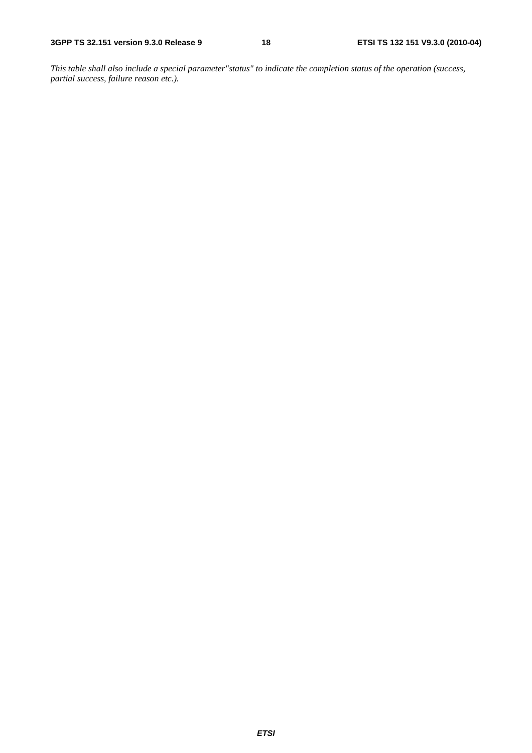*This table shall also include a special parameter"status" to indicate the completion status of the operation (success, partial success, failure reason etc.).*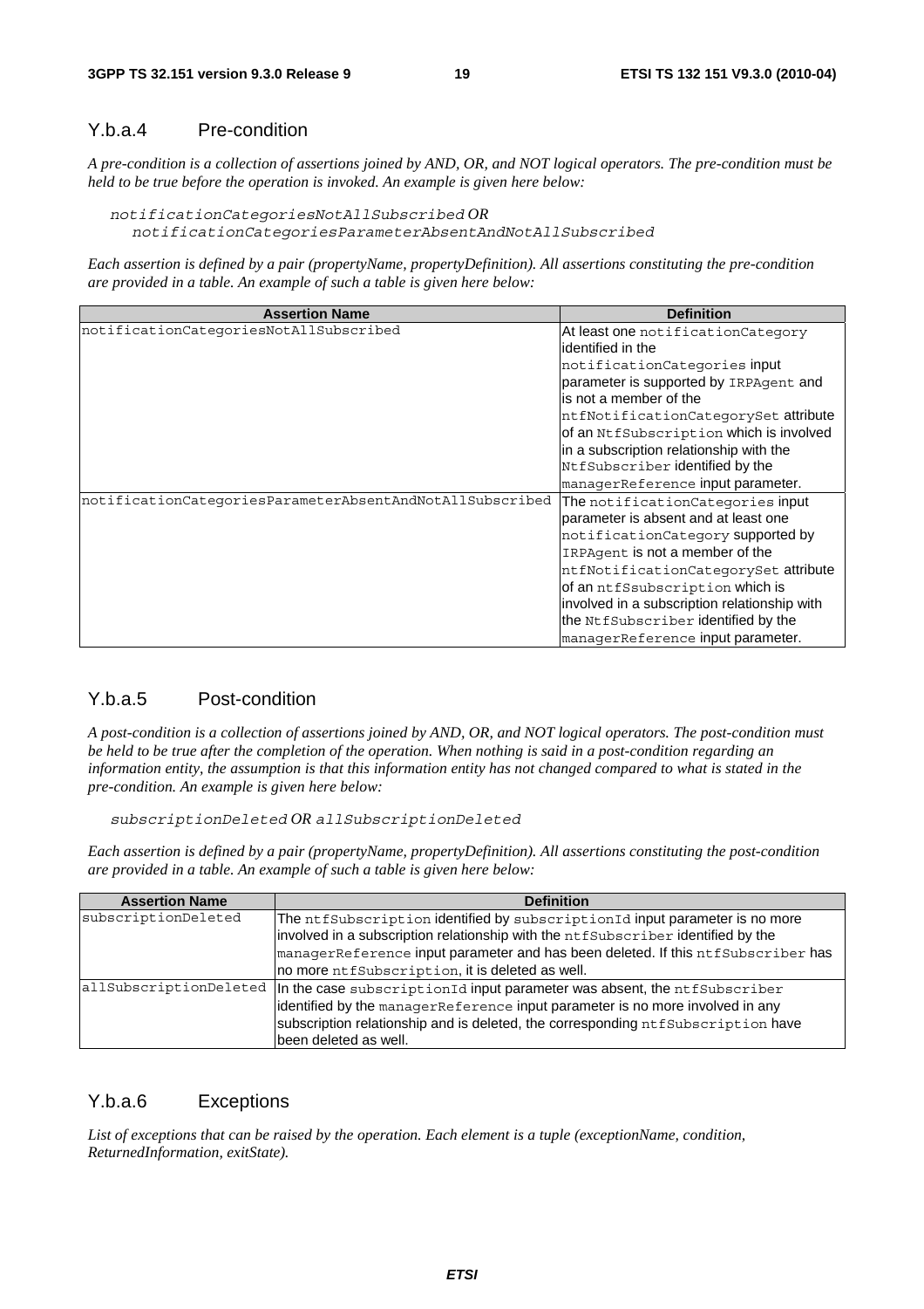### Y.b.a.4 Pre-condition

*A pre-condition is a collection of assertions joined by AND, OR, and NOT logical operators. The pre-condition must be held to be true before the operation is invoked. An example is given here below:*

*notificationCategoriesNotAllSubscribed OR*
*notificationCategoriesParameterAbsentAndNotAllSubscribed*

*Each assertion is defined by a pair (propertyName, propertyDefinition). All assertions constituting the pre-condition are provided in a table. An example of such a table is given here below:*

| Assertion Name | Definition |
|---|---|
| notificationCategoriesNotAllSubscribed | At least one notificationCategory identified in the notificationCategories input parameter is supported by IRPAgent and is not a member of the ntfNotificationCategorySet attribute of an NtfSubscription which is involved in a subscription relationship with the NtfSubscriber identified by the managerReference input parameter. |
| notificationCategoriesParameterAbsentAndNotAllSubscribed | The notificationCategories input parameter is absent and at least one notificationCategory supported by IRPAgent is not a member of the ntfNotificationCategorySet attribute of an ntfSsubscription which is involved in a subscription relationship with the NtfSubscriber identified by the managerReference input parameter. |

### Y.b.a.5 Post-condition

*A post-condition is a collection of assertions joined by AND, OR, and NOT logical operators. The post-condition must be held to be true after the completion of the operation. When nothing is said in a post-condition regarding an information entity, the assumption is that this information entity has not changed compared to what is stated in the pre-condition. An example is given here below:*

*subscriptionDeleted OR allSubscriptionDeleted*

*Each assertion is defined by a pair (propertyName, propertyDefinition). All assertions constituting the post-condition are provided in a table. An example of such a table is given here below:*

| Assertion Name | Definition |
|---|---|
| subscriptionDeleted | The ntfSubscription identified by subscriptionId input parameter is no more involved in a subscription relationship with the ntfSubscriber identified by the managerReference input parameter and has been deleted. If this ntfSubscriber has no more ntfSubscription, it is deleted as well. |
| allSubscriptionDeleted | In the case subscriptionId input parameter was absent, the ntfSubscriber identified by the managerReference input parameter is no more involved in any subscription relationship and is deleted, the corresponding ntfSubscription have been deleted as well. |

### Y.b.a.6 Exceptions

*List of exceptions that can be raised by the operation. Each element is a tuple (exceptionName, condition, ReturnedInformation, exitState).*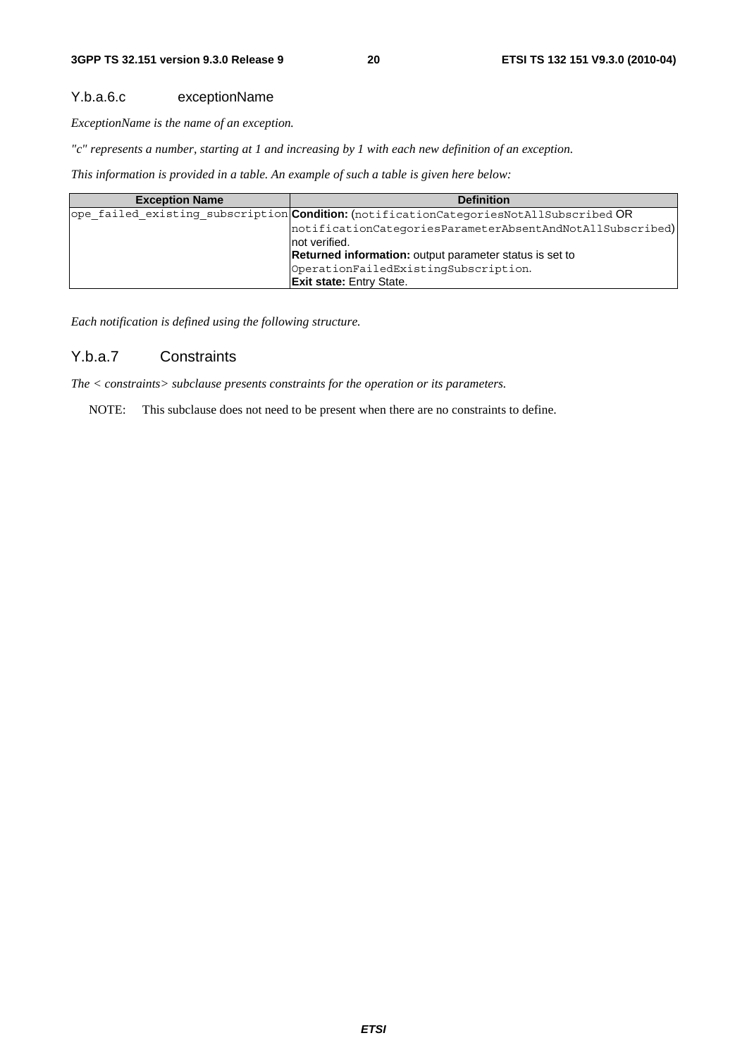#### Y.b.a.6.c exceptionName

*ExceptionName is the name of an exception.*

*"c" represents a number, starting at 1 and increasing by 1 with each new definition of an exception.*

*This information is provided in a table. An example of such a table is given here below:*

| Exception Name | Definition |
|---|---|
| ope_failed_existing_subscription | **Condition:** (notificationCategoriesNotAllSubscribed OR notificationCategoriesParameterAbsentAndNotAllSubscribed) not verified.<br>**Returned information:** output parameter status is set to OperationFailedExistingSubscription.<br>**Exit state:** Entry State. |

*Each notification is defined using the following structure.*

### Y.b.a.7 Constraints

*The < constraints> subclause presents constraints for the operation or its parameters.*

NOTE: This subclause does not need to be present when there are no constraints to define.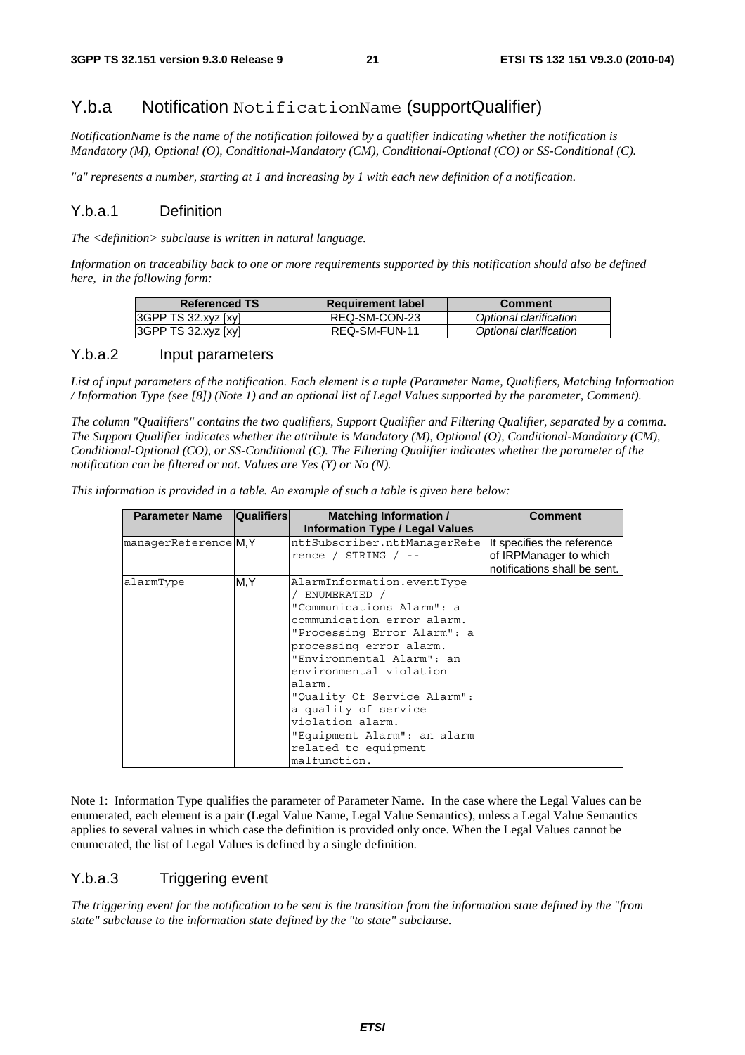## Y.b.a Notification `NotificationName` (supportQualifier)

*NotificationName is the name of the notification followed by a qualifier indicating whether the notification is Mandatory (M), Optional (O), Conditional-Mandatory (CM), Conditional-Optional (CO) or SS-Conditional (C).*

*"a" represents a number, starting at 1 and increasing by 1 with each new definition of a notification.*

### Y.b.a.1 Definition

*The <definition> subclause is written in natural language.*

*Information on traceability back to one or more requirements supported by this notification should also be defined here, in the following form:*

| Referenced TS | Requirement label | Comment |
|---|---|---|
| 3GPP TS 32.xyz [xy] | REQ-SM-CON-23 | *Optional clarification* |
| 3GPP TS 32.xyz [xy] | REQ-SM-FUN-11 | *Optional clarification* |

### Y.b.a.2 Input parameters

*List of input parameters of the notification. Each element is a tuple (Parameter Name, Qualifiers, Matching Information / Information Type (see [8]) (Note 1) and an optional list of Legal Values supported by the parameter, Comment).*

*The column "Qualifiers" contains the two qualifiers, Support Qualifier and Filtering Qualifier, separated by a comma. The Support Qualifier indicates whether the attribute is Mandatory (M), Optional (O), Conditional-Mandatory (CM), Conditional-Optional (CO), or SS-Conditional (C). The Filtering Qualifier indicates whether the parameter of the notification can be filtered or not. Values are Yes (Y) or No (N).*

*This information is provided in a table. An example of such a table is given here below:*

| Parameter Name | Qualifiers | Matching Information / Information Type / Legal Values | Comment |
|---|---|---|---|
| `managerReference` | M,Y | `ntfSubscriber.ntfManagerReference / STRING / --` | It specifies the reference of IRPManager to which notifications shall be sent. |
| `alarmType` | M,Y | `AlarmInformation.eventType / ENUMERATED / "Communications Alarm": a communication error alarm. "Processing Error Alarm": a processing error alarm. "Environmental Alarm": an environmental violation alarm. "Quality Of Service Alarm": a quality of service violation alarm. "Equipment Alarm": an alarm related to equipment malfunction.` | |

Note 1: Information Type qualifies the parameter of Parameter Name. In the case where the Legal Values can be enumerated, each element is a pair (Legal Value Name, Legal Value Semantics), unless a Legal Value Semantics applies to several values in which case the definition is provided only once. When the Legal Values cannot be enumerated, the list of Legal Values is defined by a single definition.

### Y.b.a.3 Triggering event

*The triggering event for the notification to be sent is the transition from the information state defined by the "from state" subclause to the information state defined by the "to state" subclause.*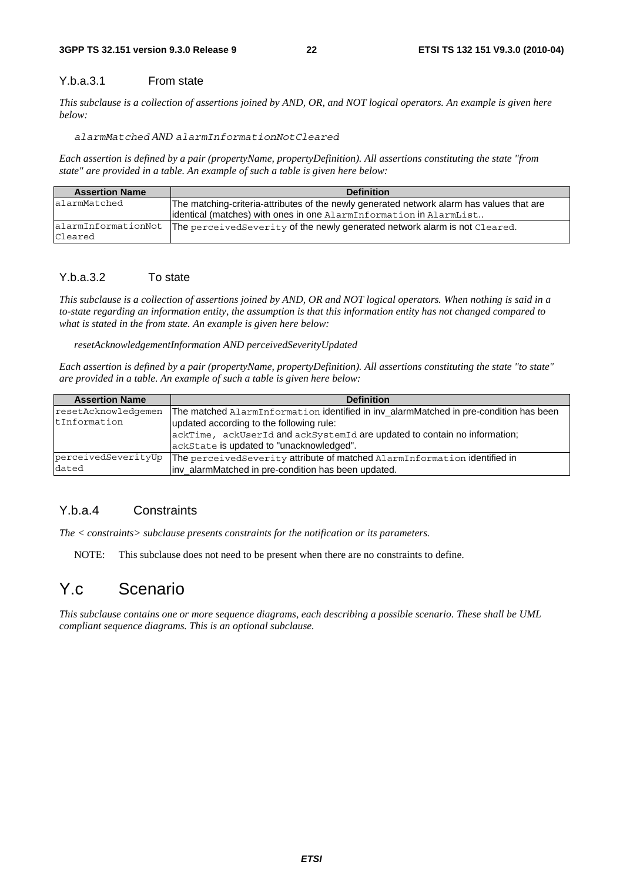#### Y.b.a.3.1 From state

*This subclause is a collection of assertions joined by AND, OR, and NOT logical operators. An example is given here below:*

`alarmMatched` *AND* `alarmInformationNotCleared`

*Each assertion is defined by a pair (propertyName, propertyDefinition). All assertions constituting the state "from state" are provided in a table. An example of such a table is given here below:*

| Assertion Name | Definition |
|---|---|
| alarmMatched | The matching-criteria-attributes of the newly generated network alarm has values that are identical (matches) with ones in one AlarmInformation in AlarmList.. |
| alarmInformationNotCleared | The perceivedSeverity of the newly generated network alarm is not Cleared. |

#### Y.b.a.3.2 To state

*This subclause is a collection of assertions joined by AND, OR and NOT logical operators. When nothing is said in a to-state regarding an information entity, the assumption is that this information entity has not changed compared to what is stated in the from state. An example is given here below:*

*resetAcknowledgementInformation AND perceivedSeverityUpdated*

*Each assertion is defined by a pair (propertyName, propertyDefinition). All assertions constituting the state "to state" are provided in a table. An example of such a table is given here below:*

| Assertion Name | Definition |
|---|---|
| resetAcknowledgementInformation | The matched AlarmInformation identified in inv_alarmMatched in pre-condition has been updated according to the following rule:<br>ackTime, ackUserId and ackSystemId are updated to contain no information;<br>ackState is updated to "unacknowledged". |
| perceivedSeverityUpdated | The perceivedSeverity attribute of matched AlarmInformation identified in inv_alarmMatched in pre-condition has been updated. |

### Y.b.a.4 Constraints

*The < constraints> subclause presents constraints for the notification or its parameters.*

NOTE: This subclause does not need to be present when there are no constraints to define.

# Y.c Scenario

*This subclause contains one or more sequence diagrams, each describing a possible scenario. These shall be UML compliant sequence diagrams. This is an optional subclause.*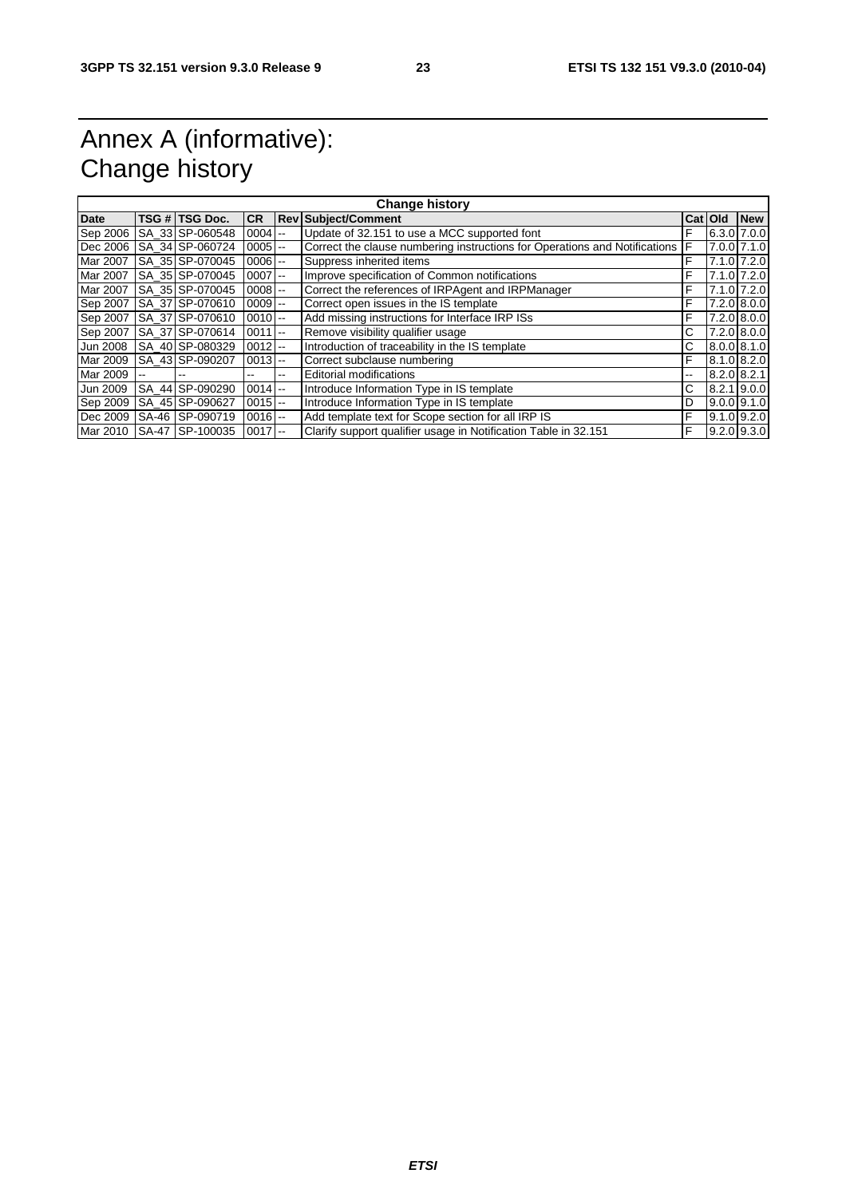# Annex A (informative): Change history

| Change history | | | | | | | | |
|---|---|---|---|---|---|---|---|---|
| **Date** | **TSG #** | **TSG Doc.** | **CR** | **Rev** | **Subject/Comment** | **Cat** | **Old** | **New** |
| Sep 2006 | SA_33 | SP-060548 | 0004 | -- | Update of 32.151 to use a MCC supported font | F | 6.3.0 | 7.0.0 |
| Dec 2006 | SA_34 | SP-060724 | 0005 | -- | Correct the clause numbering instructions for Operations and Notifications | F | 7.0.0 | 7.1.0 |
| Mar 2007 | SA_35 | SP-070045 | 0006 | -- | Suppress inherited items | F | 7.1.0 | 7.2.0 |
| Mar 2007 | SA_35 | SP-070045 | 0007 | -- | Improve specification of Common notifications | F | 7.1.0 | 7.2.0 |
| Mar 2007 | SA_35 | SP-070045 | 0008 | -- | Correct the references of IRPAgent and IRPManager | F | 7.1.0 | 7.2.0 |
| Sep 2007 | SA_37 | SP-070610 | 0009 | -- | Correct open issues in the IS template | F | 7.2.0 | 8.0.0 |
| Sep 2007 | SA_37 | SP-070610 | 0010 | -- | Add missing instructions for Interface IRP ISs | F | 7.2.0 | 8.0.0 |
| Sep 2007 | SA_37 | SP-070614 | 0011 | -- | Remove visibility qualifier usage | C | 7.2.0 | 8.0.0 |
| Jun 2008 | SA_40 | SP-080329 | 0012 | -- | Introduction of traceability in the IS template | C | 8.0.0 | 8.1.0 |
| Mar 2009 | SA_43 | SP-090207 | 0013 | -- | Correct subclause numbering | F | 8.1.0 | 8.2.0 |
| Mar 2009 | -- | -- | -- | -- | Editorial modifications | -- | 8.2.0 | 8.2.1 |
| Jun 2009 | SA_44 | SP-090290 | 0014 | -- | Introduce Information Type in IS template | C | 8.2.1 | 9.0.0 |
| Sep 2009 | SA_45 | SP-090627 | 0015 | -- | Introduce Information Type in IS template | D | 9.0.0 | 9.1.0 |
| Dec 2009 | SA-46 | SP-090719 | 0016 | -- | Add template text for Scope section for all IRP IS | F | 9.1.0 | 9.2.0 |
| Mar 2010 | SA-47 | SP-100035 | 0017 | -- | Clarify support qualifier usage in Notification Table in 32.151 | F | 9.2.0 | 9.3.0 |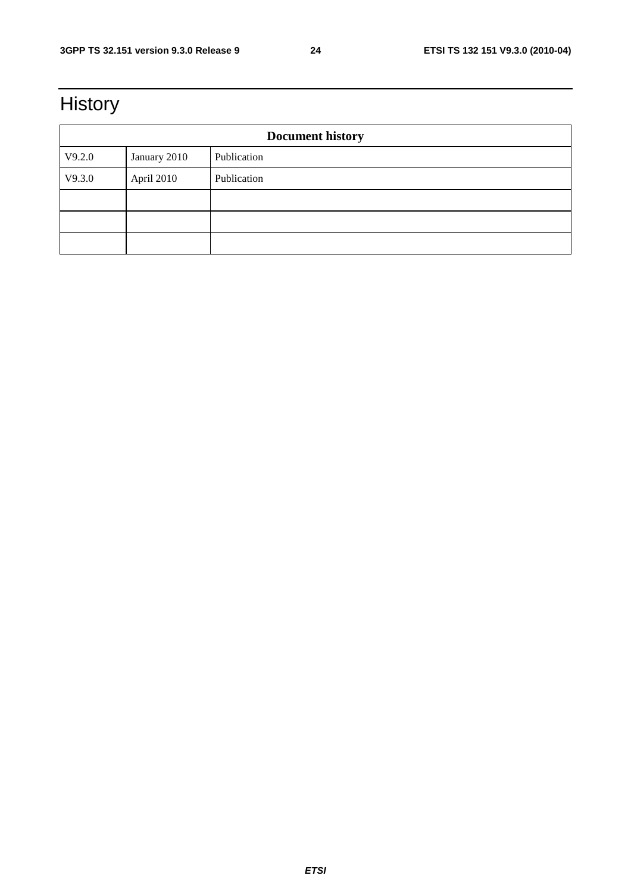# History

| Document history | | |
|---|---|---|
| V9.2.0 | January 2010 | Publication |
| V9.3.0 | April 2010 | Publication |
| | | |
| | | |
| | | |